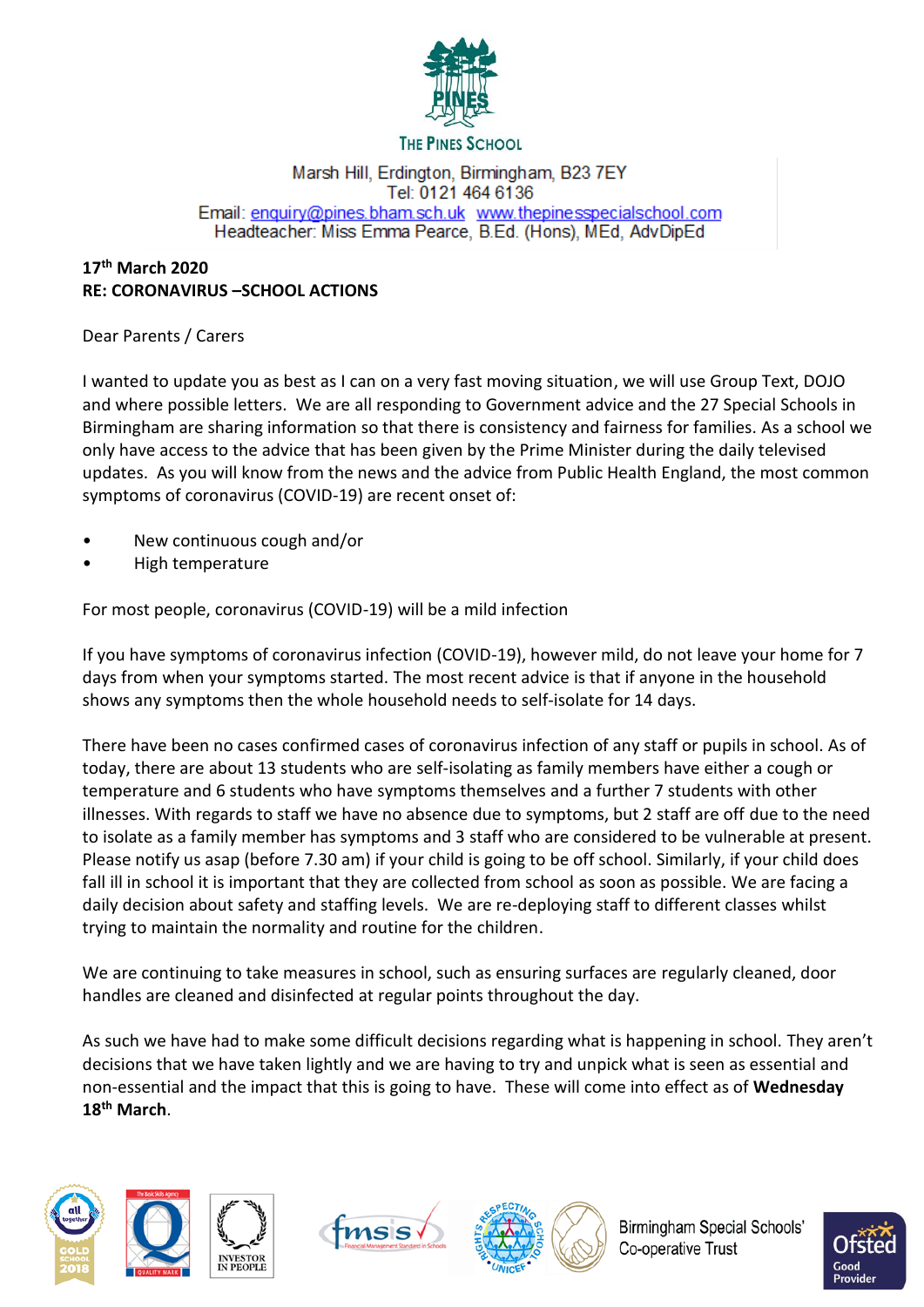THE PINES SCHOOL

Marsh Hill, Erdington, Birmingham, B23 7EY
Tel: 0121 464 6136
Email: enquiry@pines.bham.sch.uk www.thepinesspecialschool.com
Headteacher: Miss Emma Pearce, B.Ed. (Hons), MEd, AdvDipEd

**17th March 2020**
**RE: CORONAVIRUS –SCHOOL ACTIONS**

Dear Parents / Carers

I wanted to update you as best as I can on a very fast moving situation, we will use Group Text, DOJO and where possible letters. We are all responding to Government advice and the 27 Special Schools in Birmingham are sharing information so that there is consistency and fairness for families. As a school we only have access to the advice that has been given by the Prime Minister during the daily televised updates. As you will know from the news and the advice from Public Health England, the most common symptoms of coronavirus (COVID-19) are recent onset of:

- New continuous cough and/or
- High temperature

For most people, coronavirus (COVID-19) will be a mild infection

If you have symptoms of coronavirus infection (COVID-19), however mild, do not leave your home for 7 days from when your symptoms started. The most recent advice is that if anyone in the household shows any symptoms then the whole household needs to self-isolate for 14 days.

There have been no cases confirmed cases of coronavirus infection of any staff or pupils in school. As of today, there are about 13 students who are self-isolating as family members have either a cough or temperature and 6 students who have symptoms themselves and a further 7 students with other illnesses. With regards to staff we have no absence due to symptoms, but 2 staff are off due to the need to isolate as a family member has symptoms and 3 staff who are considered to be vulnerable at present. Please notify us asap (before 7.30 am) if your child is going to be off school. Similarly, if your child does fall ill in school it is important that they are collected from school as soon as possible. We are facing a daily decision about safety and staffing levels. We are re-deploying staff to different classes whilst trying to maintain the normality and routine for the children.

We are continuing to take measures in school, such as ensuring surfaces are regularly cleaned, door handles are cleaned and disinfected at regular points throughout the day.

As such we have had to make some difficult decisions regarding what is happening in school. They aren't decisions that we have taken lightly and we are having to try and unpick what is seen as essential and non-essential and the impact that this is going to have. These will come into effect as of **Wednesday 18th March**.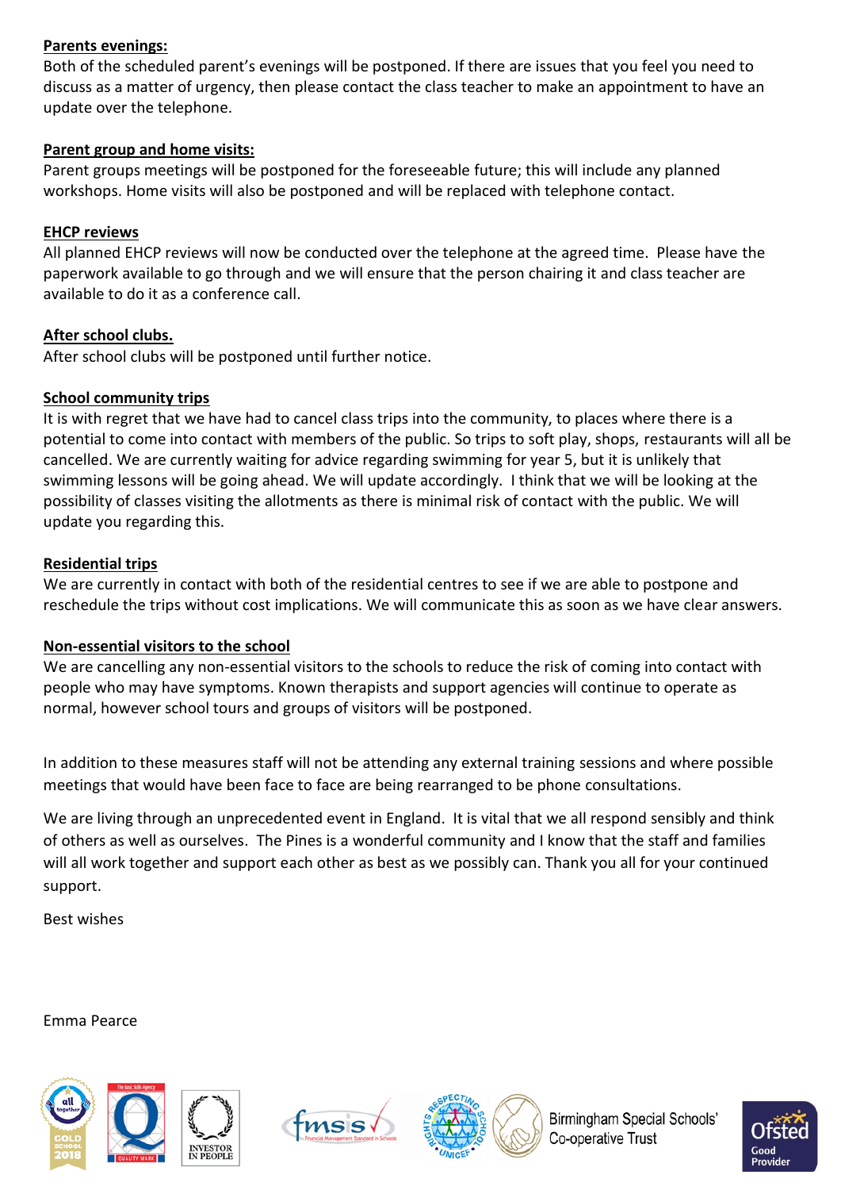**Parents evenings:**

Both of the scheduled parent's evenings will be postponed. If there are issues that you feel you need to discuss as a matter of urgency, then please contact the class teacher to make an appointment to have an update over the telephone.

**Parent group and home visits:**

Parent groups meetings will be postponed for the foreseeable future; this will include any planned workshops. Home visits will also be postponed and will be replaced with telephone contact.

**EHCP reviews**

All planned EHCP reviews will now be conducted over the telephone at the agreed time. Please have the paperwork available to go through and we will ensure that the person chairing it and class teacher are available to do it as a conference call.

**After school clubs.**

After school clubs will be postponed until further notice.

**School community trips**

It is with regret that we have had to cancel class trips into the community, to places where there is a potential to come into contact with members of the public. So trips to soft play, shops, restaurants will all be cancelled. We are currently waiting for advice regarding swimming for year 5, but it is unlikely that swimming lessons will be going ahead. We will update accordingly. I think that we will be looking at the possibility of classes visiting the allotments as there is minimal risk of contact with the public. We will update you regarding this.

**Residential trips**

We are currently in contact with both of the residential centres to see if we are able to postpone and reschedule the trips without cost implications. We will communicate this as soon as we have clear answers.

**Non-essential visitors to the school**

We are cancelling any non-essential visitors to the schools to reduce the risk of coming into contact with people who may have symptoms. Known therapists and support agencies will continue to operate as normal, however school tours and groups of visitors will be postponed.

In addition to these measures staff will not be attending any external training sessions and where possible meetings that would have been face to face are being rearranged to be phone consultations.

We are living through an unprecedented event in England. It is vital that we all respond sensibly and think of others as well as ourselves. The Pines is a wonderful community and I know that the staff and families will all work together and support each other as best as we possibly can. Thank you all for your continued support.

Best wishes

Emma Pearce

Birmingham Special Schools' Co-operative Trust